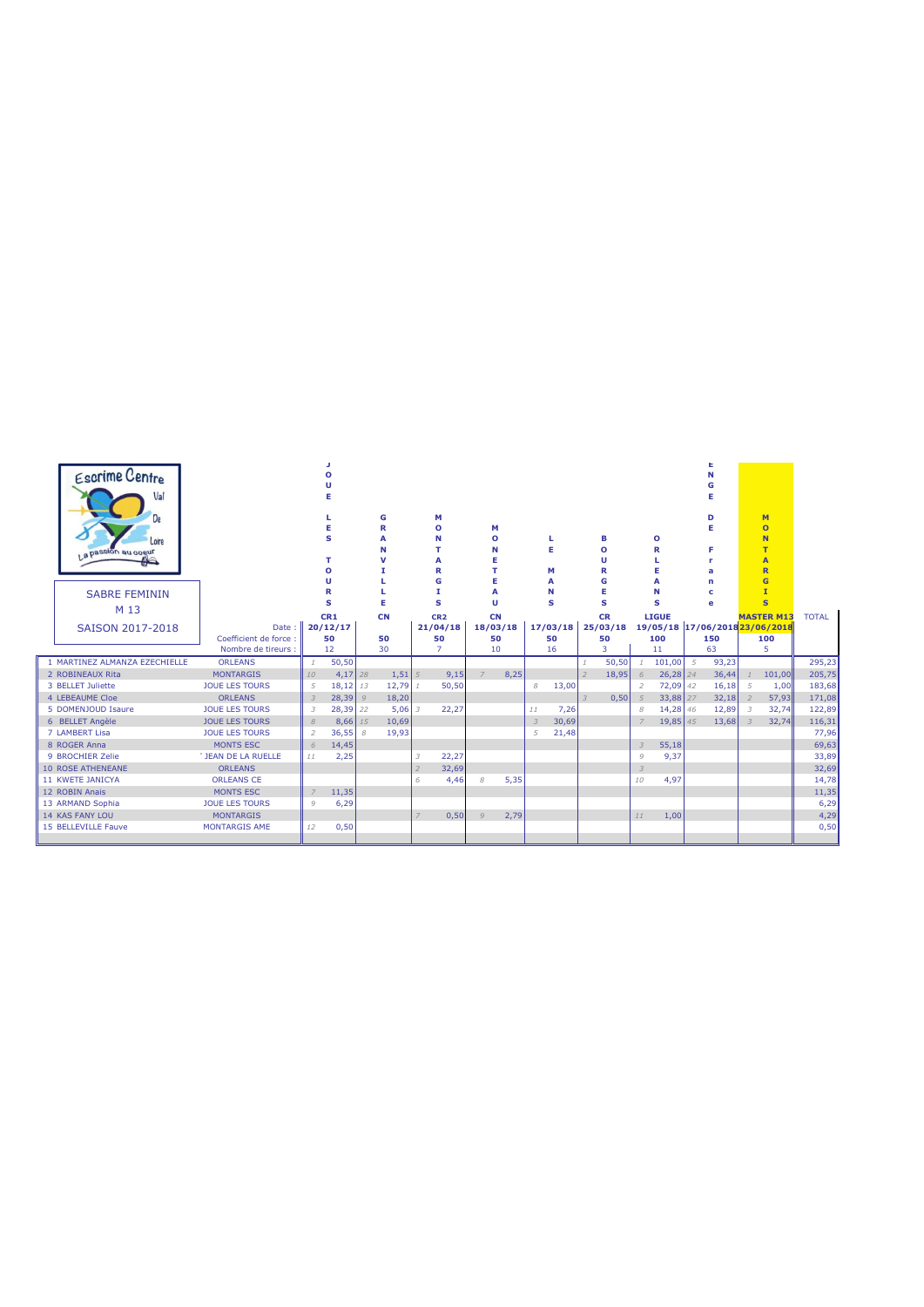Escrime Centre Val De Loire
La passion au coeur

**SABRE FEMININ**
**M 13**
**SAISON 2017-2018**

| | | JOUE LES TOURS | | GRANVILLE | | MONTARGIS | | MONETEAU | | LE MANS | | BOURGES | | ORLEANS | | ENGE DE France | | MONTARGIS | | |
|---|---|---|---|---|---|---|---|---|---|---|---|---|---|---|---|---|---|---|---|---|
| | | CR1 | | CN | | CR2 | | CN | | | | CR | | LIGUE | | | | MASTER M13 | | TOTAL |
| | Date : | 20/12/17 | | | | 21/04/18 | | 18/03/18 | | 17/03/18 | | 25/03/18 | | 19/05/18 | | 17/06/2018 | | 23/06/2018 | | |
| | Coefficient de force : | 50 | | 50 | | 50 | | 50 | | 50 | | 50 | | 100 | | 150 | | 100 | | |
| | Nombre de tireurs : | 12 | | 30 | | 7 | | 10 | | 16 | | 3 | | 11 | | 63 | | 5 | | |
| 1 MARTINEZ ALMANZA EZECHIELLE | ORLEANS | 1 | 50,50 | | | | | | | | | 1 | 50,50 | 1 | 101,00 | 5 | 93,23 | | | 295,23 |
| 2 ROBINEAUX Rita | MONTARGIS | 10 | 4,17 | 28 | 1,51 | 5 | 9,15 | 7 | 8,25 | | | 2 | 18,95 | 6 | 26,28 | 24 | 36,44 | 1 | 101,00 | 205,75 |
| 3 BELLET Juliette | JOUE LES TOURS | 5 | 18,12 | 13 | 12,79 | 1 | 50,50 | | | 8 | 13,00 | | | 2 | 72,09 | 42 | 16,18 | 5 | 1,00 | 183,68 |
| 4 LEBEAUME Cloe | ORLEANS | 3 | 28,39 | 9 | 18,20 | | | | | | | 3 | 0,50 | 5 | 33,88 | 27 | 32,18 | 2 | 57,93 | 171,08 |
| 5 DOMENJOUD Isaure | JOUE LES TOURS | 3 | 28,39 | 22 | 5,06 | 3 | 22,27 | | | 11 | 7,26 | | | 8 | 14,28 | 46 | 12,89 | 3 | 32,74 | 122,89 |
| 6 BELLET Angèle | JOUE LES TOURS | 8 | 8,66 | 15 | 10,69 | | | | | 3 | 30,69 | | | 7 | 19,85 | 45 | 13,68 | 3 | 32,74 | 116,31 |
| 7 LAMBERT Lisa | JOUE LES TOURS | 2 | 36,55 | 8 | 19,93 | | | | | 5 | 21,48 | | | | | | | | | 77,96 |
| 8 ROGER Anna | MONTS ESC | 6 | 14,45 | | | | | | | | | | | 3 | 55,18 | | | | | 69,63 |
| 9 BROCHIER Zelie | ' JEAN DE LA RUELLE | 11 | 2,25 | | | 3 | 22,27 | | | | | | | 9 | 9,37 | | | | | 33,89 |
| 10 ROSE ATHENEANE | ORLEANS | | | | | 2 | 32,69 | | | | | | | 3 | | | | | | 32,69 |
| 11 KWETE JANICYA | ORLEANS CE | | | | | 6 | 4,46 | 8 | 5,35 | | | | | 10 | 4,97 | | | | | 14,78 |
| 12 ROBIN Anais | MONTS ESC | 7 | 11,35 | | | | | | | | | | | | | | | | | 11,35 |
| 13 ARMAND Sophia | JOUE LES TOURS | 9 | 6,29 | | | | | | | | | | | | | | | | | 6,29 |
| 14 KAS FANY LOU | MONTARGIS | | | | | 7 | 0,50 | 9 | 2,79 | | | | | 11 | 1,00 | | | | | 4,29 |
| 15 BELLEVILLE Fauve | MONTARGIS AME | 12 | 0,50 | | | | | | | | | | | | | | | | | 0,50 |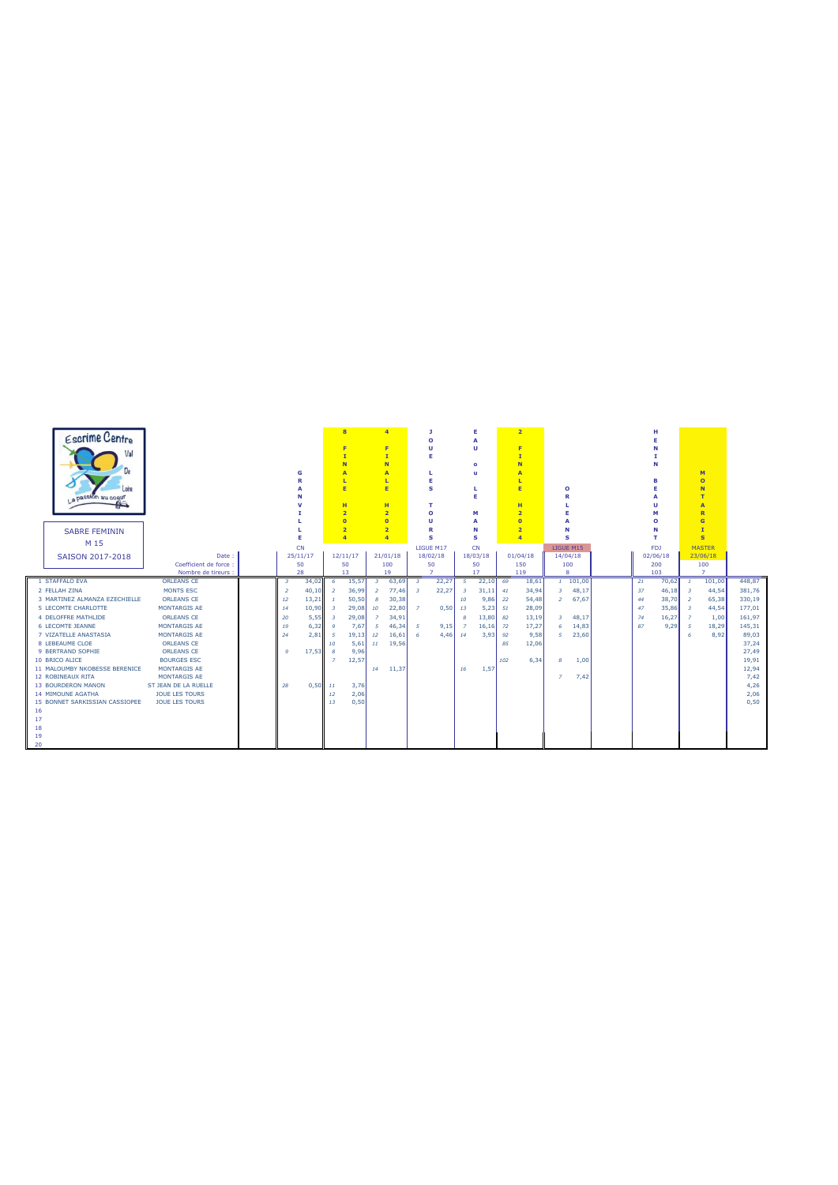Escrime Centre Val De Loire

La passion au cœur

## SABRE FEMININ

M 15

SAISON 2017-2018

| | | | GRANVILLE | | 8 FINALE H2024 | | 4 FINALE H2024 | | JOUE LES TOURS | | EAU ou LE MANS | | 2 FINALE H2024 | | ORLEANS | | HENIN BEAUMONT | | MASTER MONTARGIS | | |
|---|---|---|---|---|---|---|---|---|---|---|---|---|---|---|---|---|---|---|---|---|---|
| | | | CN | | | | | | LIGUE M17 | | CN | | | | LIGUE M15 | | FDJ | | MASTER | | |
| | | Date : | 25/11/17 | | 12/11/17 | | 21/01/18 | | 18/02/18 | | 18/03/18 | | 01/04/18 | | 14/04/18 | | 02/06/18 | | 23/06/18 | | |
| | | Coefficient de force : | 50 | | 50 | | 100 | | 50 | | 50 | | 150 | | 100 | | 200 | | 100 | | |
| | | Nombre de tireurs : | 28 | | 13 | | 19 | | 7 | | 17 | | 119 | | 8 | | 103 | | 7 | | |
| 1 | STAFFALO EVA | ORLEANS CE | 3 | 34,02 | 6 | 15,57 | 3 | 63,69 | 3 | 22,27 | 5 | 22,10 | 69 | 18,61 | 1 | 101,00 | 21 | 70,62 | 1 | 101,00 | 448,87 |
| 2 | FELLAH ZINA | MONTS ESC | 2 | 40,10 | 2 | 36,99 | 2 | 77,46 | 3 | 22,27 | 3 | 31,11 | 41 | 34,94 | 3 | 48,17 | 37 | 46,18 | 3 | 44,54 | 381,76 |
| 3 | MARTINEZ ALMANZA EZECHIELLE | ORLEANS CE | 12 | 13,21 | 1 | 50,50 | 8 | 30,38 | | | 10 | 9,86 | 22 | 54,48 | 2 | 67,67 | 44 | 38,70 | 2 | 65,38 | 330,19 |
| 5 | LECOMTE CHARLOTTE | MONTARGIS AE | 14 | 10,90 | 3 | 29,08 | 10 | 22,80 | 7 | 0,50 | 13 | 5,23 | 51 | 28,09 | | | 47 | 35,86 | 3 | 44,54 | 177,01 |
| 4 | DELOFFRE MATHILDE | ORLEANS CE | 20 | 5,55 | 3 | 29,08 | 7 | 34,91 | | | 8 | 13,80 | 82 | 13,19 | 3 | 48,17 | 74 | 16,27 | 7 | 1,00 | 161,97 |
| 6 | LECOMTE JEANNE | MONTARGIS AE | 19 | 6,32 | 9 | 7,67 | 5 | 46,34 | 5 | 9,15 | 7 | 16,16 | 72 | 17,27 | 6 | 14,83 | 87 | 9,29 | 5 | 18,29 | 145,31 |
| 7 | VIZATELLE ANASTASIA | MONTARGIS AE | 24 | 2,81 | 5 | 19,13 | 12 | 16,61 | 6 | 4,46 | 14 | 3,93 | 92 | 9,58 | 5 | 23,60 | | | 6 | 8,92 | 89,03 |
| 8 | LEBEAUME CLOE | ORLEANS CE | | | 10 | 5,61 | 11 | 19,56 | | | | | 85 | 12,06 | | | | | | | 37,24 |
| 9 | BERTRAND SOPHIE | ORLEANS CE | 9 | 17,53 | 8 | 9,96 | | | | | | | | | | | | | | | 27,49 |
| 10 | BRICO ALICE | BOURGES ESC | | | 7 | 12,57 | | | | | | | 102 | 6,34 | 8 | 1,00 | | | | | 19,91 |
| 11 | MALOUMBY NKOBESSE BERENICE | MONTARGIS AE | | | | | 14 | 11,37 | | | 16 | 1,57 | | | | | | | | | 12,94 |
| 12 | ROBINEAUX RITA | MONTARGIS AE | | | | | | | | | | | | | 7 | 7,42 | | | | | 7,42 |
| 13 | BOURDERON MANON | ST JEAN DE LA RUELLE | 28 | 0,50 | 11 | 3,76 | | | | | | | | | | | | | | | 4,26 |
| 14 | MIMOUNE AGATHA | JOUE LES TOURS | | | 12 | 2,06 | | | | | | | | | | | | | | | 2,06 |
| 15 | BONNET SARKISSIAN CASSIOPEE | JOUE LES TOURS | | | 13 | 0,50 | | | | | | | | | | | | | | | 0,50 |
| 16 | | | | | | | | | | | | | | | | | | | | | |
| 17 | | | | | | | | | | | | | | | | | | | | | |
| 18 | | | | | | | | | | | | | | | | | | | | | |
| 19 | | | | | | | | | | | | | | | | | | | | | |
| 20 | | | | | | | | | | | | | | | | | | | | | |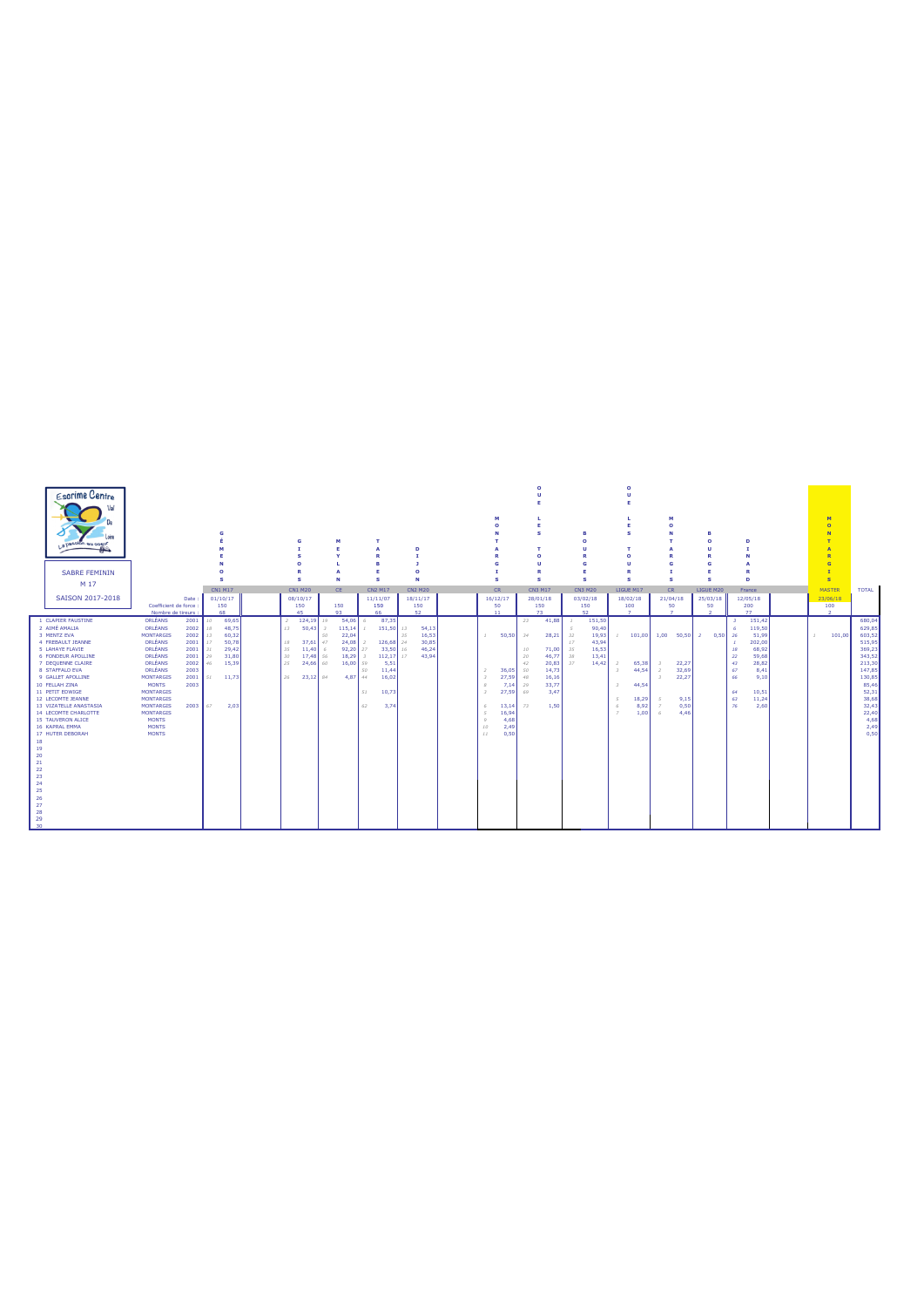# SABRE FEMININ

## M 17

## SAISON 2017-2018

| # | Nom | Club | Année | GÉMENOS | | GISORS | | MEYLAN | | TARBES | | DIJON | | MONTARGIS | | OUE LES TOURS | | BOURGES | | OUE LES TOURS | | MONTARGIS | | BOURGES | | DINARD | | MONTARGIS | | TOTAL |
|---|---|---|---|---|---|---|---|---|---|---|---|---|---|---|---|---|---|---|---|---|---|---|---|---|---|---|---|---|---|---|
| | | | | CN1 M17 | | CN1 M20 | | CE | | CN2 M17 | | CN2 M20 | | CR | | CN3 M17 | | CN3 M20 | | LIGUE M17 | | CR | | LIGUE M20 | | France | | MASTER | | |
| | | | Date : | 01/10/17 | | 08/10/17 | | | | 11/11/07 | | 18/11/17 | | 16/12/17 | | 28/01/18 | | 03/02/18 | | 18/02/18 | | 21/04/18 | | 25/03/18 | | 12/05/18 | | 23/06/18 | | |
| | | | Coefficient de force : | 150 | | 150 | | 150 | | 150 | | 150 | | 50 | | 150 | | 150 | | 100 | | 50 | | 50 | | 200 | | 100 | | |
| | | | Nombre de tireurs : | 68 | | 45 | | 93 | | 66 | | 52 | | 11 | | 73 | | 52 | | 7 | | 7 | | 2 | | 77 | | 2 | | |
| 1 | CLAPIER FAUSTINE | ORLÉANS | 2001 | 10 | 69,65 | 2 | 124,19 | 19 | 54,06 | 8 | 87,35 | | | | | 23 | 41,88 | 1 | 151,50 | | | | | | | 3 | 151,42 | | | 680,04 |
| 2 | AIMÉ AMALIA | ORLÉANS | 2002 | 18 | 48,75 | 13 | 50,43 | 3 | 115,14 | 1 | 151,50 | 13 | 54,13 | | | | | 5 | 90,40 | | | | | | | 6 | 119,50 | | | 629,85 |
| 3 | MENTZ EVA | MONTARGIS | 2002 | 13 | 60,32 | | | 50 | 22,04 | | | 35 | 16,53 | 1 | 50,50 | 24 | 28,21 | 32 | 19,93 | 1 | 101,00 | 1,00 | 50,50 | 2 | 0,50 | 26 | 51,99 | 1 | 101,00 | 603,52 |
| 4 | FREBAULT JEANNE | ORLÉANS | 2001 | 17 | 50,78 | 18 | 37,61 | 47 | 24,08 | 2 | 126,68 | 24 | 30,85 | | | | | 17 | 43,94 | | | | | | | 1 | 202,00 | | | 515,95 |
| 5 | LAHAYE FLAVIE | ORLÉANS | 2001 | 31 | 29,42 | 35 | 11,40 | 6 | 92,20 | 27 | 33,50 | 16 | 46,24 | | | 10 | 71,00 | 35 | 16,53 | | | | | | | 18 | 68,92 | | | 369,23 |
| 6 | FONDEUR APOLLINE | ORLÉANS | 2001 | 29 | 31,80 | 30 | 17,48 | 56 | 18,29 | 3 | 112,17 | 17 | 43,94 | | | 20 | 46,77 | 38 | 13,41 | | | | | | | 22 | 59,68 | | | 343,52 |
| 7 | DEQUENNE CLAIRE | ORLÉANS | 2002 | 46 | 15,39 | 25 | 24,66 | 60 | 16,00 | 59 | 5,51 | | | | | 42 | 20,83 | 37 | 14,42 | 2 | 65,38 | 3 | 22,27 | | | 42 | 28,82 | | | 213,30 |
| 8 | STAFFALO EVA | ORLÉANS | 2003 | | | | | | | 50 | 11,44 | | | 2 | 36,05 | 50 | 14,73 | | | 3 | 44,54 | 2 | 32,69 | | | 67 | 8,41 | | | 147,85 |
| 9 | GALLET APOLLINE | MONTARGIS | 2001 | 51 | 11,73 | 26 | 23,12 | 84 | 4,87 | 44 | 16,02 | | | 3 | 27,59 | 48 | 16,16 | | | | | 3 | 22,27 | | | 66 | 9,10 | | | 130,85 |
| 10 | FELLAH ZINA | MONTS | 2003 | | | | | | | | | | | 8 | 7,14 | 29 | 33,77 | | | 3 | 44,54 | | | | | | | | | 85,46 |
| 11 | PETIT EDWIGE | MONTARGIS | | | | | | | | 51 | 10,73 | | | 3 | 27,59 | 69 | 3,47 | | | | | | | | | 64 | 10,51 | | | 52,31 |
| 12 | LECOMTE JEANNE | MONTARGIS | | | | | | | | | | | | | | | | | | 5 | 18,29 | 5 | 9,15 | | | 62 | 11,24 | | | 38,68 |
| 13 | VIZATELLE ANASTASIA | MONTARGIS | 2003 | 67 | 2,03 | | | | | 62 | 3,74 | | | 6 | 13,14 | 73 | 1,50 | | | 6 | 8,92 | 7 | 0,50 | | | 76 | 2,60 | | | 32,43 |
| 14 | LECOMTE CHARLOTTE | MONTARGIS | | | | | | | | | | | | 5 | 16,94 | | | | | 7 | 1,00 | 6 | 4,46 | | | | | | | 22,40 |
| 15 | TAUVERON ALICE | MONTS | | | | | | | | | | | | 9 | 4,68 | | | | | | | | | | | | | | | 4,68 |
| 16 | KAFRAL EMMA | MONTS | | | | | | | | | | | | 10 | 2,49 | | | | | | | | | | | | | | | 2,49 |
| 17 | HUTER DEBORAH | MONTS | | | | | | | | | | | | 11 | 0,50 | | | | | | | | | | | | | | | 0,50 |
| 18 | | | | | | | | | | | | | | | | | | | | | | | | | | | | | | |
| 19 | | | | | | | | | | | | | | | | | | | | | | | | | | | | | | |
| 20 | | | | | | | | | | | | | | | | | | | | | | | | | | | | | | |
| 21 | | | | | | | | | | | | | | | | | | | | | | | | | | | | | | |
| 22 | | | | | | | | | | | | | | | | | | | | | | | | | | | | | | |
| 23 | | | | | | | | | | | | | | | | | | | | | | | | | | | | | | |
| 24 | | | | | | | | | | | | | | | | | | | | | | | | | | | | | | |
| 25 | | | | | | | | | | | | | | | | | | | | | | | | | | | | | | |
| 26 | | | | | | | | | | | | | | | | | | | | | | | | | | | | | | |
| 27 | | | | | | | | | | | | | | | | | | | | | | | | | | | | | | |
| 28 | | | | | | | | | | | | | | | | | | | | | | | | | | | | | | |
| 29 | | | | | | | | | | | | | | | | | | | | | | | | | | | | | | |
| 30 | | | | | | | | | | | | | | | | | | | | | | | | | | | | | | |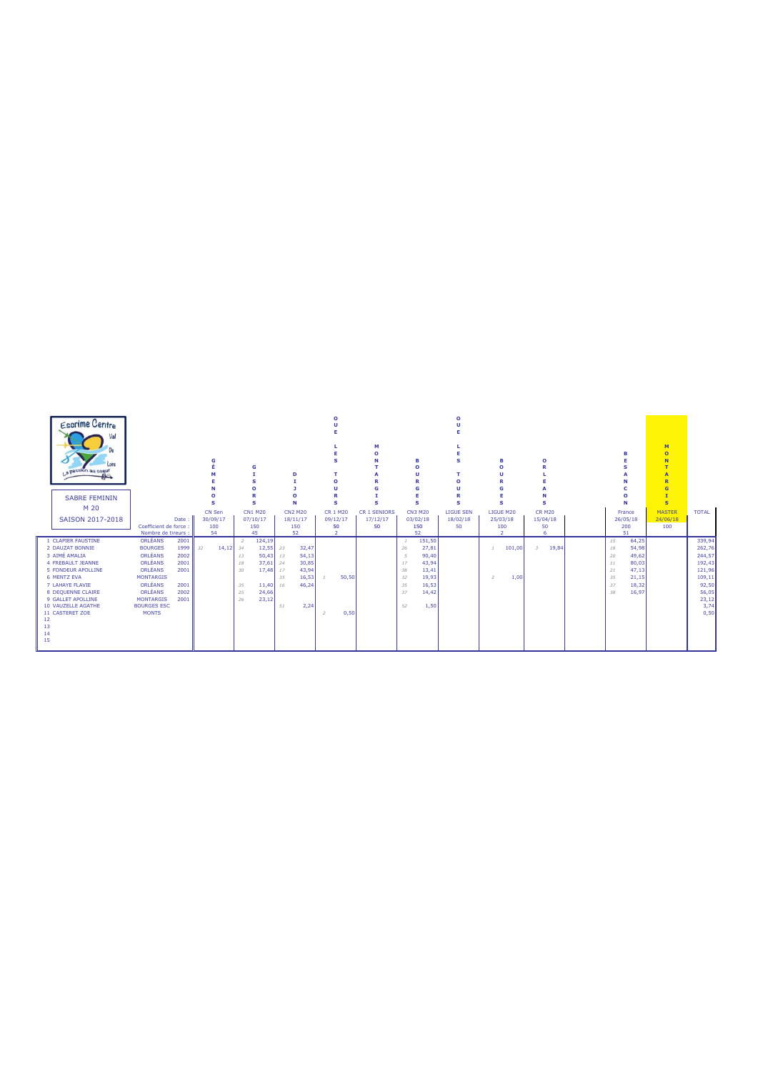**Escrime Centre Val de Loire** – La passion au cœur

**SABRE FEMININ**

**M 20**

**SAISON 2017-2018**

| | | | | GÉMENOS | GISORS | DIJON | OUE LES TOURS | MONTARGIS | BOURGES | OUE LES TOURS | BOURGES | ORLEANS | | BESANCON | MONTARGIS | |
|---|---|---|---|---|---|---|---|---|---|---|---|---|---|---|---|---|
| | | | | CN Sen | CN1 M20 | CN2 M20 | CR 1 M20 | CR 1 SENIORS | CN3 M20 | LIGUE SEN | LIGUE M20 | CR M20 | | France | MASTER | TOTAL |
| | | | Date : | 30/09/17 | 07/10/17 | 18/11/17 | 09/12/17 | 17/12/17 | 03/02/18 | 18/02/18 | 25/03/18 | 15/04/18 | | 26/05/18 | 24/06/18 | |
| | | | Coefficient de force : | 100 | 150 | 150 | 50 | 50 | 150 | 50 | 100 | 50 | | 200 | 100 | |
| | | | Nombre de tireurs : | 54 | 45 | 52 | 2 | | 52 | | 2 | 6 | | 51 | | |
| 1 | CLAPIER FAUSTINE | ORLÉANS | 2001 | | 2 — 124,19 | | | | 1 — 151,50 | | | | | 15 — 64,25 | | 339,94 |
| 2 | DAUZAT BONNIE | BOURGES | 1999 | 32 — 14,12 | 34 — 12,55 | 23 — 32,47 | | | 26 — 27,81 | | 1 — 101,00 | 3 — 19,84 | | 18 — 54,98 | | 262,76 |
| 3 | AIMÉ AMALIA | ORLÉANS | 2002 | | 13 — 50,43 | 13 — 54,13 | | | 5 — 90,40 | | | | | 20 — 49,62 | | 244,57 |
| 4 | FREBAULT JEANNE | ORLÉANS | 2001 | | 18 — 37,61 | 24 — 30,85 | | | 17 — 43,94 | | | | | 11 — 80,03 | | 192,43 |
| 5 | FONDEUR APOLLINE | ORLÉANS | 2001 | | 30 — 17,48 | 17 — 43,94 | | | 38 — 13,41 | | | | | 21 — 47,13 | | 121,96 |
| 6 | MENTZ EVA | MONTARGIS | | | | 35 — 16,53 | 1 — 50,50 | | 32 — 19,93 | | 2 — 1,00 | | | 35 — 21,15 | | 109,11 |
| 7 | LAHAYE FLAVIE | ORLÉANS | 2001 | | 35 — 11,40 | 16 — 46,24 | | | 35 — 16,53 | | | | | 37 — 18,32 | | 92,50 |
| 8 | DEQUENNE CLAIRE | ORLÉANS | 2002 | | 25 — 24,66 | | | | 37 — 14,42 | | | | | 38 — 16,97 | | 56,05 |
| 9 | GALLET APOLLINE | MONTARGIS | 2001 | | 26 — 23,12 | | | | | | | | | | | 23,12 |
| 10 | VAUZELLE AGATHE | BOURGES ESC | | | | 51 — 2,24 | | | 52 — 1,50 | | | | | | | 3,74 |
| 11 | CASTERET ZOE | MONTS | | | | | 2 — 0,50 | | | | | | | | | 0,50 |
| 12 | | | | | | | | | | | | | | | | |
| 13 | | | | | | | | | | | | | | | | |
| 14 | | | | | | | | | | | | | | | | |
| 15 | | | | | | | | | | | | | | | | |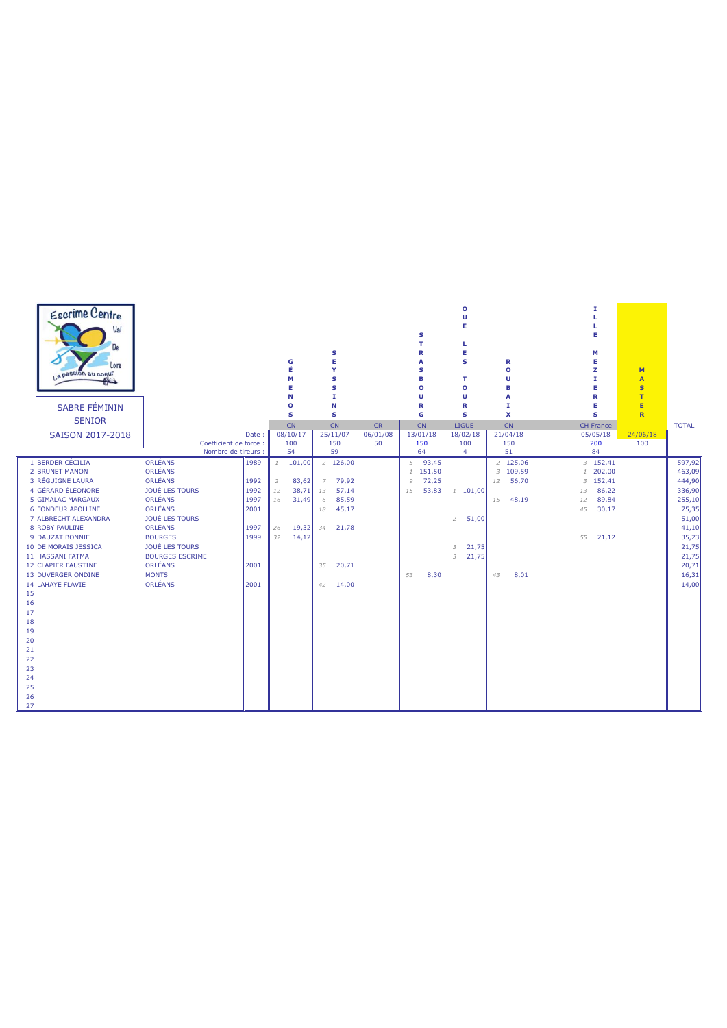Escrime Centre Val De Loire – La passion au coeur

SABRE FÉMININ

SENIOR

SAISON 2017-2018

| | | | GÉMENOS | SEYSSINS | | STRASBOURG | OUE LES TOURS | ROUBAIX | | ILLE MEZIERES | MASTER | TOTAL |
|---|---|---|---|---|---|---|---|---|---|---|---|---|
| | | | CN | CN | CR | CN | LIGUE | CN | | CH France | | |
| | | Date : | 08/10/17 | 25/11/07 | 06/01/08 | 13/01/18 | 18/02/18 | 21/04/18 | | 05/05/18 | 24/06/18 | |
| | | Coefficient de force : | 100 | 150 | 50 | 150 | 100 | 150 | | 200 | 100 | |
| | | Nombre de tireurs : | 54 | 59 | | 64 | 4 | 51 | | 84 | | |
| 1 BERDER CÉCILIA | ORLÉANS | 1989 | 1 101,00 | 2 126,00 | | 5 93,45 | | 2 125,06 | | 3 152,41 | | 597,92 |
| 2 BRUNET MANON | ORLÉANS | | | | | 1 151,50 | | 3 109,59 | | 1 202,00 | | 463,09 |
| 3 RÉGUIGNE LAURA | ORLÉANS | 1992 | 2 83,62 | 7 79,92 | | 9 72,25 | | 12 56,70 | | 3 152,41 | | 444,90 |
| 4 GÉRARD ÉLÉONORE | JOUÉ LES TOURS | 1992 | 12 38,71 | 13 57,14 | | 15 53,83 | 1 101,00 | | | 13 86,22 | | 336,90 |
| 5 GIMALAC MARGAUX | ORLÉANS | 1997 | 16 31,49 | 6 85,59 | | | | 15 48,19 | | 12 89,84 | | 255,10 |
| 6 FONDEUR APOLLINE | ORLÉANS | 2001 | | 18 45,17 | | | | | | 45 30,17 | | 75,35 |
| 7 ALBRECHT ALEXANDRA | JOUÉ LES TOURS | | | | | | 2 51,00 | | | | | 51,00 |
| 8 ROBY PAULINE | ORLÉANS | 1997 | 26 19,32 | 34 21,78 | | | | | | | | 41,10 |
| 9 DAUZAT BONNIE | BOURGES | 1999 | 32 14,12 | | | | | | | 55 21,12 | | 35,23 |
| 10 DE MORAIS JESSICA | JOUÉ LES TOURS | | | | | | 3 21,75 | | | | | 21,75 |
| 11 HASSANI FATMA | BOURGES ESCRIME | | | | | | 3 21,75 | | | | | 21,75 |
| 12 CLAPIER FAUSTINE | ORLÉANS | 2001 | | 35 20,71 | | | | | | | | 20,71 |
| 13 DUVERGER ONDINE | MONTS | | | | | 53 8,30 | | 43 8,01 | | | | 16,31 |
| 14 LAHAYE FLAVIE | ORLÉANS | 2001 | | 42 14,00 | | | | | | | | 14,00 |
| 15 | | | | | | | | | | | | |
| 16 | | | | | | | | | | | | |
| 17 | | | | | | | | | | | | |
| 18 | | | | | | | | | | | | |
| 19 | | | | | | | | | | | | |
| 20 | | | | | | | | | | | | |
| 21 | | | | | | | | | | | | |
| 22 | | | | | | | | | | | | |
| 23 | | | | | | | | | | | | |
| 24 | | | | | | | | | | | | |
| 25 | | | | | | | | | | | | |
| 26 | | | | | | | | | | | | |
| 27 | | | | | | | | | | | | |